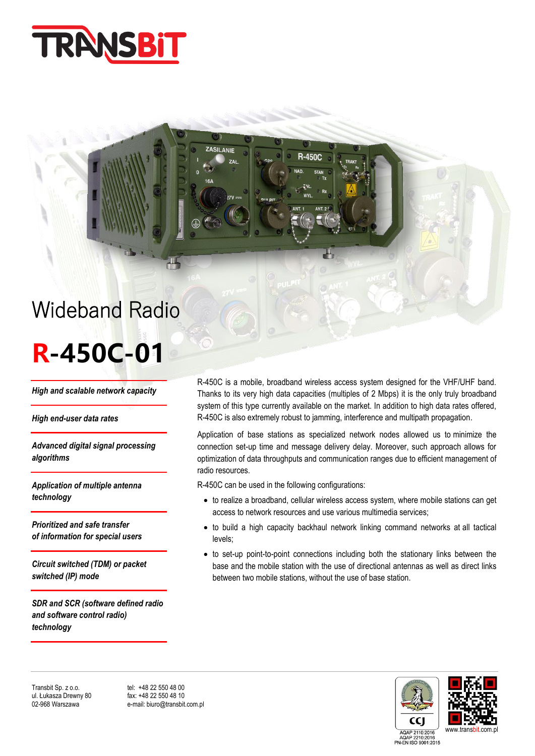# Wideband Radio

# R-450C-01

*High and scalable network capacity*

*High end-user data rates*

*Advanced digital signal processing algorithms*

*Application of multiple antenna technology*

*Prioritized and safe transfer of information for special users*

*Circuit switched (TDM) or packet switched (IP) mode*

*SDR and SCR (software defined radio and software control radio) technology*

R-450C is a mobile, broadband wireless access system designed for the VHF/UHF band. Thanks to its very high data capacities (multiples of 2 Mbps) it is the only truly broadband system of this type currently available on the market. In addition to high data rates offered, R-450C is also extremely robust to jamming, interference and multipath propagation.

Application of base stations as specialized network nodes allowed us to minimize the connection set-up time and message delivery delay. Moreover, such approach allows for optimization of data throughputs and communication ranges due to efficient management of radio resources.

R-450C can be used in the following configurations:

- to realize a broadband, cellular wireless access system, where mobile stations can get access to network resources and use various multimedia services;
- to build a high capacity backhaul network linking command networks at all tactical levels;
- to set-up point-to-point connections including both the stationary links between the base and the mobile station with the use of directional antennas as well as direct links between two mobile stations, without the use of base station.

Transbit Sp. z o.o.
ul. Łukasza Drewny 80
02-968 Warszawa

tel: +48 22 550 48 00
fax: +48 22 550 48 10
e-mail: biuro@transbit.com.pl

AQAP 2110:2016
AQAP 2210:2016
PN-EN ISO 9001:2015

www.transbit.com.pl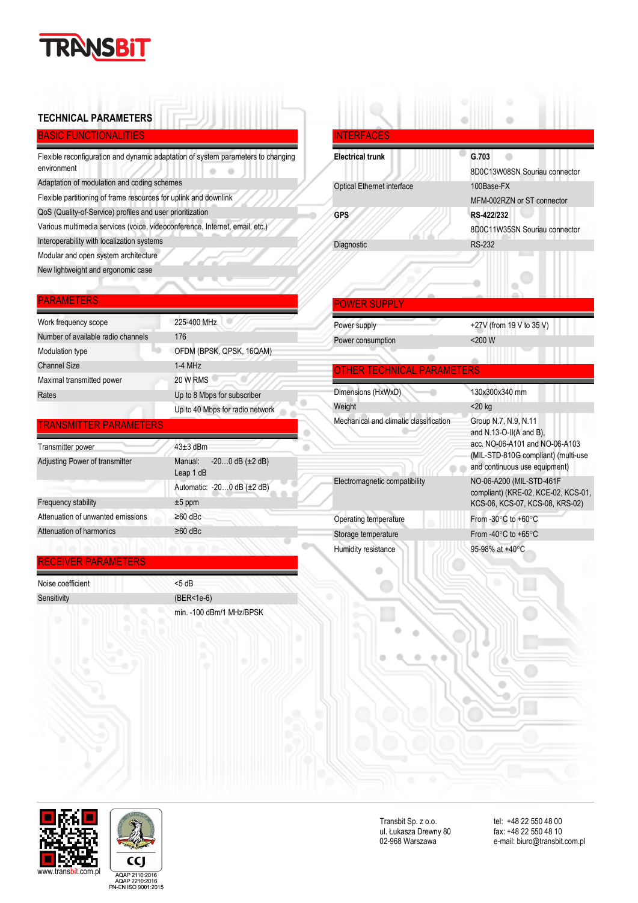## TECHNICAL PARAMETERS

### BASIC FUNCTIONALITIES

- Flexible reconfiguration and dynamic adaptation of system parameters to changing environment
- Adaptation of modulation and coding schemes
- Flexible partitioning of frame resources for uplink and downlink
- QoS (Quality-of-Service) profiles and user prioritization
- Various multimedia services (voice, videoconference, Internet, email, etc.)
- Interoperability with localization systems
- Modular and open system architecture
- New lightweight and ergonomic case

### PARAMETERS

| | |
|---|---|
| Work frequency scope | 225-400 MHz |
| Number of available radio channels | 176 |
| Modulation type | OFDM (BPSK, QPSK, 16QAM) |
| Channel Size | 1-4 MHz |
| Maximal transmitted power | 20 W RMS |
| Rates | Up to 8 Mbps for subscriber<br>Up to 40 Mbps for radio network |

### TRANSMITTER PARAMETERS

| | |
|---|---|
| Transmitter power | 43±3 dBm |
| Adjusting Power of transmitter | Manual: -20…0 dB (±2 dB)<br>Leap 1 dB<br>Automatic: -20…0 dB (±2 dB) |
| Frequency stability | ±5 ppm |
| Attenuation of unwanted emissions | ≥60 dBc |
| Attenuation of harmonics | ≥60 dBc |

### RECEIVER PARAMETERS

| | |
|---|---|
| Noise coefficient | <5 dB |
| Sensitivity | (BER<1e-6)<br>min. -100 dBm/1 MHz/BPSK |

### INTERFACES

| | |
|---|---|
| **Electrical trunk** | **G.703**<br>8D0C13W08SN Souriau connector |
| Optical Ethernet interface | 100Base-FX<br>MFM-002RZN or ST connector |
| **GPS** | **RS-422/232**<br>8D0C11W35SN Souriau connector |
| Diagnostic | RS-232 |

### POWER SUPPLY

| | |
|---|---|
| Power supply | +27V (from 19 V to 35 V) |
| Power consumption | <200 W |

### OTHER TECHNICAL PARAMETERS

| | |
|---|---|
| Dimensions (HxWxD) | 130x300x340 mm |
| Weight | <20 kg |
| Mechanical and climatic classification | Group N.7, N.9, N.11 and N.13-O-II(A and B), acc. NO-06-A101 and NO-06-A103 (MIL-STD-810G compliant) (multi-use and continuous use equipment) |
| Electromagnetic compatibility | NO-06-A200 (MIL-STD-461F compliant) (KRE-02, KCE-02, KCS-01, KCS-06, KCS-07, KCS-08, KRS-02) |
| Operating temperature | From -30°C to +60°C |
| Storage temperature | From -40°C to +65°C |
| Humidity resistance | 95-98% at +40°C |

www.transbit.com.pl

AQAP 2110:2016
AQAP 2210:2016
PN-EN ISO 9001:2015

Transbit Sp. z o.o.
ul. Łukasza Drewny 80
02-968 Warszawa

tel: +48 22 550 48 00
fax: +48 22 550 48 10
e-mail: biuro@transbit.com.pl